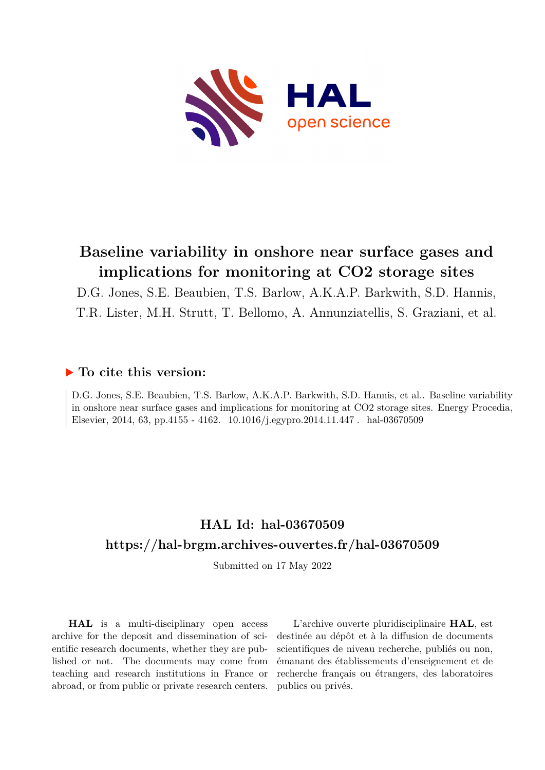# Baseline variability in onshore near surface gases and implications for monitoring at CO2 storage sites

D.G. Jones, S.E. Beaubien, T.S. Barlow, A.K.A.P. Barkwith, S.D. Hannis, T.R. Lister, M.H. Strutt, T. Bellomo, A. Annunziatellis, S. Graziani, et al.

## ▶ To cite this version:

D.G. Jones, S.E. Beaubien, T.S. Barlow, A.K.A.P. Barkwith, S.D. Hannis, et al.. Baseline variability in onshore near surface gases and implications for monitoring at CO2 storage sites. Energy Procedia, Elsevier, 2014, 63, pp.4155 - 4162. 10.1016/j.egypro.2014.11.447 . hal-03670509

## HAL Id: hal-03670509

## https://hal-brgm.archives-ouvertes.fr/hal-03670509

Submitted on 17 May 2022

**HAL** is a multi-disciplinary open access archive for the deposit and dissemination of scientific research documents, whether they are published or not. The documents may come from teaching and research institutions in France or abroad, or from public or private research centers.

L'archive ouverte pluridisciplinaire **HAL**, est destinée au dépôt et à la diffusion de documents scientifiques de niveau recherche, publiés ou non, émanant des établissements d'enseignement et de recherche français ou étrangers, des laboratoires publics ou privés.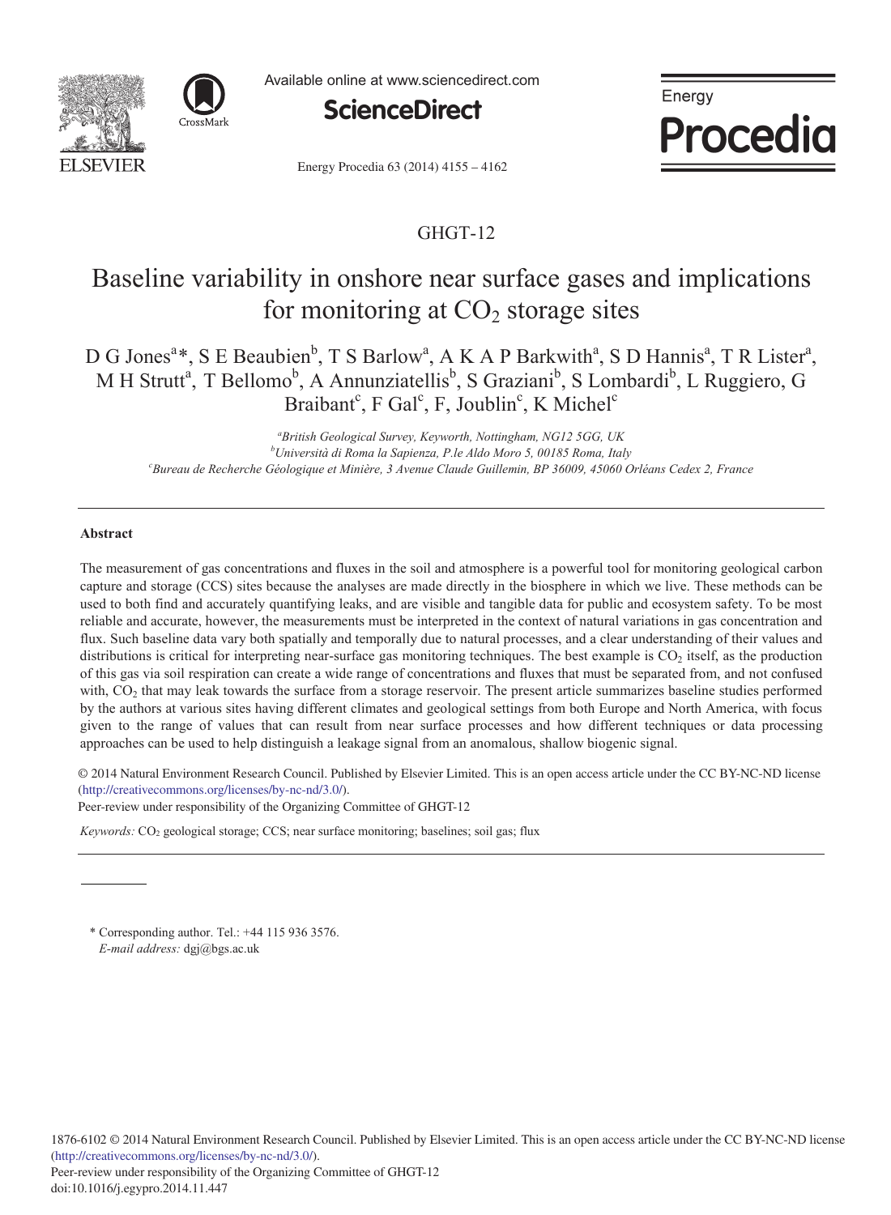Available online at www.sciencedirect.com

**ScienceDirect**

Energy Procedia 63 (2014) 4155 – 4162

GHGT-12

# Baseline variability in onshore near surface gases and implications for monitoring at $CO_2$ storage sites

D G Jones[a]*, S E Beaubien[b], T S Barlow[a], A K A P Barkwith[a], S D Hannis[a], T R Lister[a], M H Strutt[a], T Bellomo[b], A Annunziatellis[b], S Graziani[b], S Lombardi[b], L Ruggiero, G Braibant[c], F Gal[c], F, Joublin[c], K Michel[c]

[a]*British Geological Survey, Keyworth, Nottingham, NG12 5GG, UK*
[b]*Università di Roma la Sapienza, P.le Aldo Moro 5, 00185 Roma, Italy*
[c]*Bureau de Recherche Géologique et Minière, 3 Avenue Claude Guillemin, BP 36009, 45060 Orléans Cedex 2, France*

## Abstract

The measurement of gas concentrations and fluxes in the soil and atmosphere is a powerful tool for monitoring geological carbon capture and storage (CCS) sites because the analyses are made directly in the biosphere in which we live. These methods can be used to both find and accurately quantifying leaks, and are visible and tangible data for public and ecosystem safety. To be most reliable and accurate, however, the measurements must be interpreted in the context of natural variations in gas concentration and flux. Such baseline data vary both spatially and temporally due to natural processes, and a clear understanding of their values and distributions is critical for interpreting near-surface gas monitoring techniques. The best example is $CO_2$ itself, as the production of this gas via soil respiration can create a wide range of concentrations and fluxes that must be separated from, and not confused with, $CO_2$ that may leak towards the surface from a storage reservoir. The present article summarizes baseline studies performed by the authors at various sites having different climates and geological settings from both Europe and North America, with focus given to the range of values that can result from near surface processes and how different techniques or data processing approaches can be used to help distinguish a leakage signal from an anomalous, shallow biogenic signal.

© 2014 Natural Environment Research Council. Published by Elsevier Limited. This is an open access article under the CC BY-NC-ND license (http://creativecommons.org/licenses/by-nc-nd/3.0/).
Peer-review under responsibility of the Organizing Committee of GHGT-12

*Keywords:* $CO_2$ geological storage; CCS; near surface monitoring; baselines; soil gas; flux

\* Corresponding author. Tel.: +44 115 936 3576.
*E-mail address:* dgj@bgs.ac.uk

1876-6102 © 2014 Natural Environment Research Council. Published by Elsevier Limited. This is an open access article under the CC BY-NC-ND license (http://creativecommons.org/licenses/by-nc-nd/3.0/).
Peer-review under responsibility of the Organizing Committee of GHGT-12
doi:10.1016/j.egypro.2014.11.447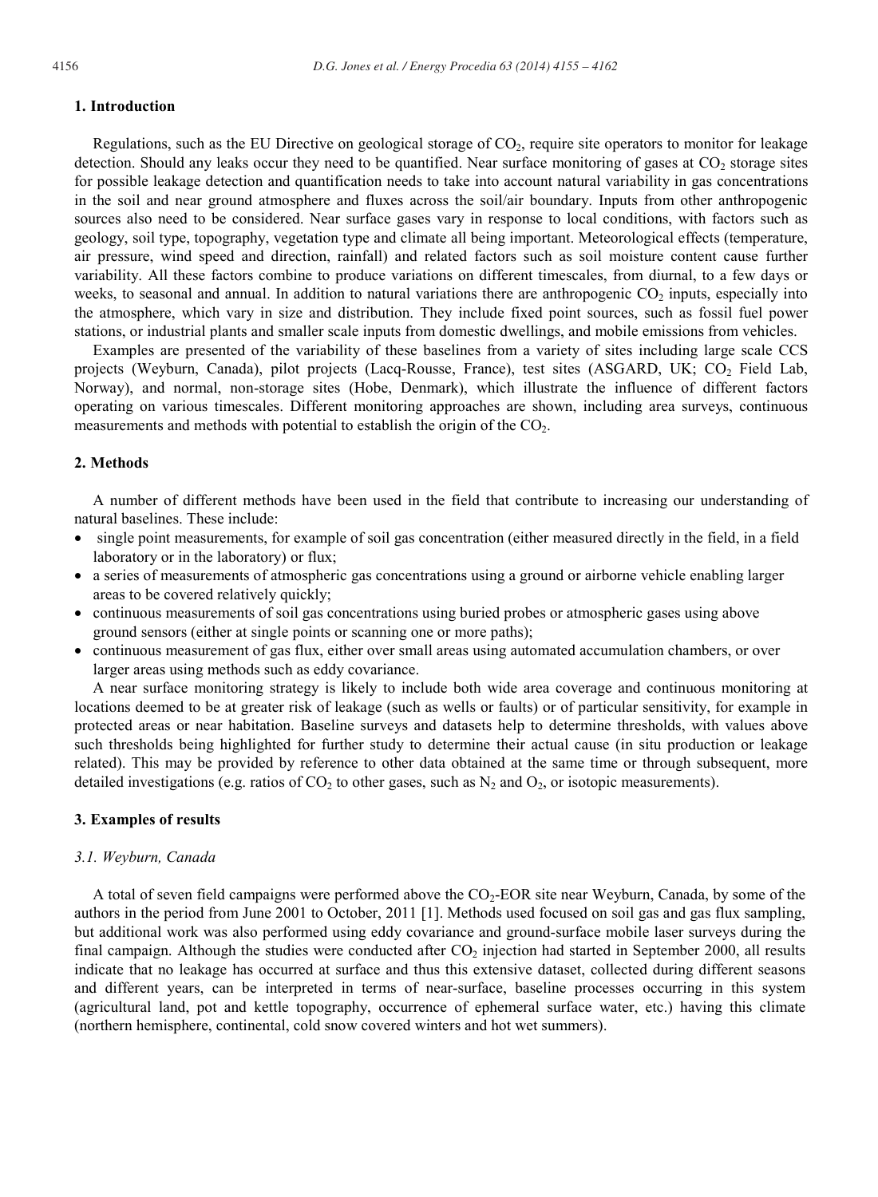## 1. Introduction

Regulations, such as the EU Directive on geological storage of $CO_2$, require site operators to monitor for leakage detection. Should any leaks occur they need to be quantified. Near surface monitoring of gases at $CO_2$ storage sites for possible leakage detection and quantification needs to take into account natural variability in gas concentrations in the soil and near ground atmosphere and fluxes across the soil/air boundary. Inputs from other anthropogenic sources also need to be considered. Near surface gases vary in response to local conditions, with factors such as geology, soil type, topography, vegetation type and climate all being important. Meteorological effects (temperature, air pressure, wind speed and direction, rainfall) and related factors such as soil moisture content cause further variability. All these factors combine to produce variations on different timescales, from diurnal, to a few days or weeks, to seasonal and annual. In addition to natural variations there are anthropogenic $CO_2$ inputs, especially into the atmosphere, which vary in size and distribution. They include fixed point sources, such as fossil fuel power stations, or industrial plants and smaller scale inputs from domestic dwellings, and mobile emissions from vehicles.

Examples are presented of the variability of these baselines from a variety of sites including large scale CCS projects (Weyburn, Canada), pilot projects (Lacq-Rousse, France), test sites (ASGARD, UK; $CO_2$ Field Lab, Norway), and normal, non-storage sites (Hobe, Denmark), which illustrate the influence of different factors operating on various timescales. Different monitoring approaches are shown, including area surveys, continuous measurements and methods with potential to establish the origin of the $CO_2$.

## 2. Methods

A number of different methods have been used in the field that contribute to increasing our understanding of natural baselines. These include:

- single point measurements, for example of soil gas concentration (either measured directly in the field, in a field laboratory or in the laboratory) or flux;
- a series of measurements of atmospheric gas concentrations using a ground or airborne vehicle enabling larger areas to be covered relatively quickly;
- continuous measurements of soil gas concentrations using buried probes or atmospheric gases using above ground sensors (either at single points or scanning one or more paths);
- continuous measurement of gas flux, either over small areas using automated accumulation chambers, or over larger areas using methods such as eddy covariance.

A near surface monitoring strategy is likely to include both wide area coverage and continuous monitoring at locations deemed to be at greater risk of leakage (such as wells or faults) or of particular sensitivity, for example in protected areas or near habitation. Baseline surveys and datasets help to determine thresholds, with values above such thresholds being highlighted for further study to determine their actual cause (in situ production or leakage related). This may be provided by reference to other data obtained at the same time or through subsequent, more detailed investigations (e.g. ratios of $CO_2$ to other gases, such as $N_2$ and $O_2$, or isotopic measurements).

## 3. Examples of results

### *3.1. Weyburn, Canada*

A total of seven field campaigns were performed above the $CO_2$-EOR site near Weyburn, Canada, by some of the authors in the period from June 2001 to October, 2011 [1]. Methods used focused on soil gas and gas flux sampling, but additional work was also performed using eddy covariance and ground-surface mobile laser surveys during the final campaign. Although the studies were conducted after $CO_2$ injection had started in September 2000, all results indicate that no leakage has occurred at surface and thus this extensive dataset, collected during different seasons and different years, can be interpreted in terms of near-surface, baseline processes occurring in this system (agricultural land, pot and kettle topography, occurrence of ephemeral surface water, etc.) having this climate (northern hemisphere, continental, cold snow covered winters and hot wet summers).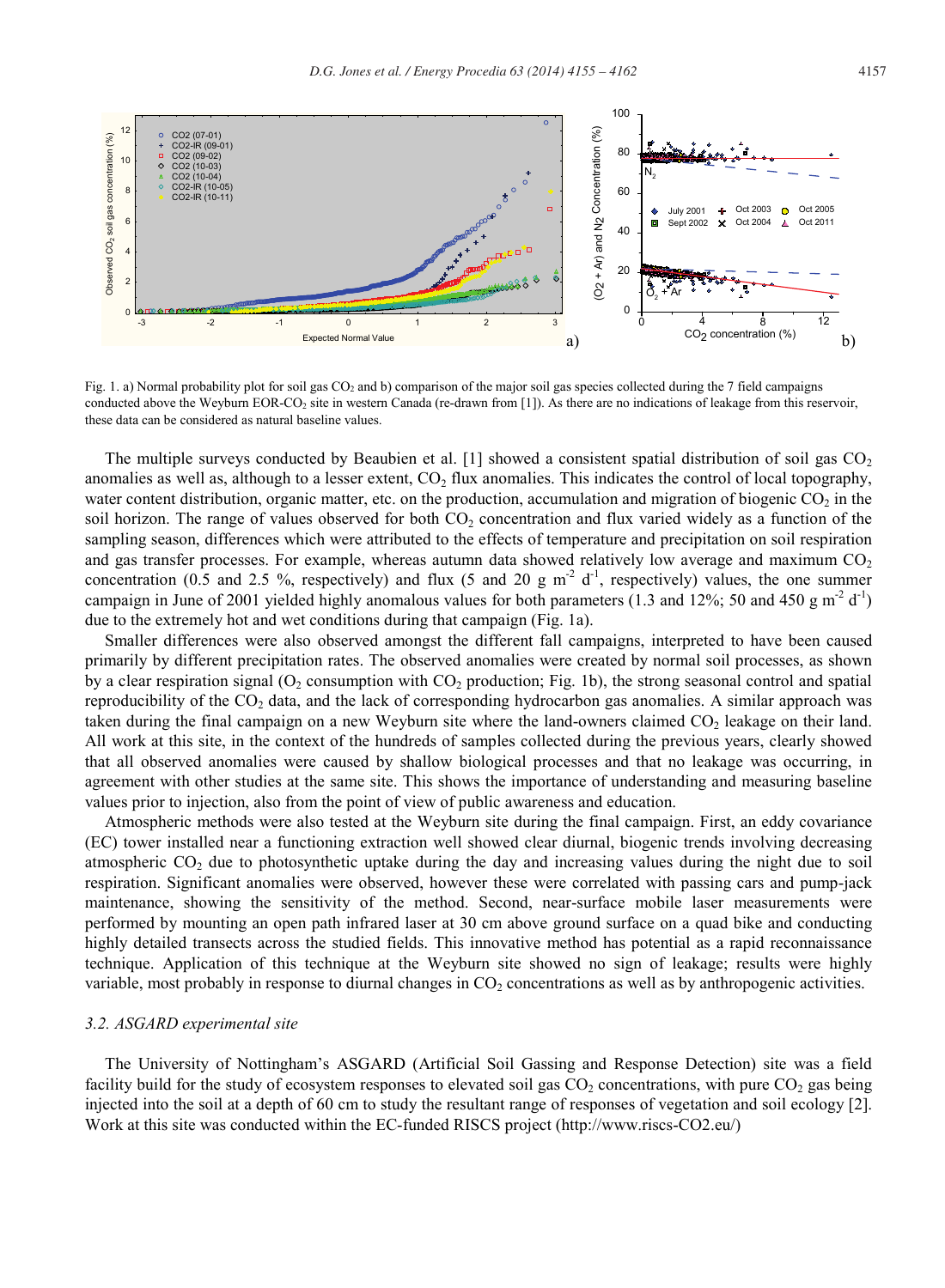Fig. 1. a) Normal probability plot for soil gas $CO_2$ and b) comparison of the major soil gas species collected during the 7 field campaigns conducted above the Weyburn EOR-$CO_2$ site in western Canada (re-drawn from [1]). As there are no indications of leakage from this reservoir, these data can be considered as natural baseline values.

The multiple surveys conducted by Beaubien et al. [1] showed a consistent spatial distribution of soil gas $CO_2$ anomalies as well as, although to a lesser extent, $CO_2$ flux anomalies. This indicates the control of local topography, water content distribution, organic matter, etc. on the production, accumulation and migration of biogenic $CO_2$ in the soil horizon. The range of values observed for both $CO_2$ concentration and flux varied widely as a function of the sampling season, differences which were attributed to the effects of temperature and precipitation on soil respiration and gas transfer processes. For example, whereas autumn data showed relatively low average and maximum $CO_2$ concentration (0.5 and 2.5 %, respectively) and flux (5 and 20 g $m^{-2}$ $d^{-1}$, respectively) values, the one summer campaign in June of 2001 yielded highly anomalous values for both parameters (1.3 and 12%; 50 and 450 g $m^{-2}$ $d^{-1}$) due to the extremely hot and wet conditions during that campaign (Fig. 1a).

Smaller differences were also observed amongst the different fall campaigns, interpreted to have been caused primarily by different precipitation rates. The observed anomalies were created by normal soil processes, as shown by a clear respiration signal ($O_2$ consumption with $CO_2$ production; Fig. 1b), the strong seasonal control and spatial reproducibility of the $CO_2$ data, and the lack of corresponding hydrocarbon gas anomalies. A similar approach was taken during the final campaign on a new Weyburn site where the land-owners claimed $CO_2$ leakage on their land. All work at this site, in the context of the hundreds of samples collected during the previous years, clearly showed that all observed anomalies were caused by shallow biological processes and that no leakage was occurring, in agreement with other studies at the same site. This shows the importance of understanding and measuring baseline values prior to injection, also from the point of view of public awareness and education.

Atmospheric methods were also tested at the Weyburn site during the final campaign. First, an eddy covariance (EC) tower installed near a functioning extraction well showed clear diurnal, biogenic trends involving decreasing atmospheric $CO_2$ due to photosynthetic uptake during the day and increasing values during the night due to soil respiration. Significant anomalies were observed, however these were correlated with passing cars and pump-jack maintenance, showing the sensitivity of the method. Second, near-surface mobile laser measurements were performed by mounting an open path infrared laser at 30 cm above ground surface on a quad bike and conducting highly detailed transects across the studied fields. This innovative method has potential as a rapid reconnaissance technique. Application of this technique at the Weyburn site showed no sign of leakage; results were highly variable, most probably in response to diurnal changes in $CO_2$ concentrations as well as by anthropogenic activities.

### *3.2. ASGARD experimental site*

The University of Nottingham's ASGARD (Artificial Soil Gassing and Response Detection) site was a field facility build for the study of ecosystem responses to elevated soil gas $CO_2$ concentrations, with pure $CO_2$ gas being injected into the soil at a depth of 60 cm to study the resultant range of responses of vegetation and soil ecology [2]. Work at this site was conducted within the EC-funded RISCS project (http://www.riscs-CO2.eu/)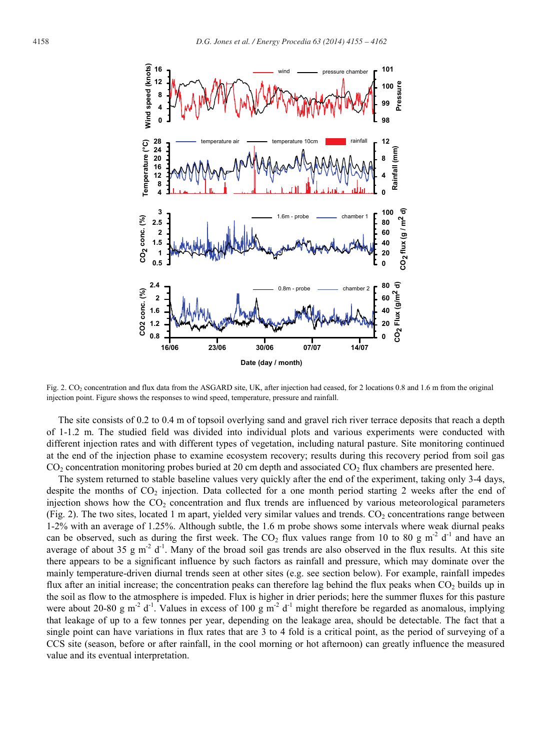Fig. 2. $CO_2$ concentration and flux data from the ASGARD site, UK, after injection had ceased, for 2 locations 0.8 and 1.6 m from the original injection point. Figure shows the responses to wind speed, temperature, pressure and rainfall.

The site consists of 0.2 to 0.4 m of topsoil overlying sand and gravel rich river terrace deposits that reach a depth of 1-1.2 m. The studied field was divided into individual plots and various experiments were conducted with different injection rates and with different types of vegetation, including natural pasture. Site monitoring continued at the end of the injection phase to examine ecosystem recovery; results during this recovery period from soil gas $CO_2$ concentration monitoring probes buried at 20 cm depth and associated $CO_2$ flux chambers are presented here.

The system returned to stable baseline values very quickly after the end of the experiment, taking only 3-4 days, despite the months of $CO_2$ injection. Data collected for a one month period starting 2 weeks after the end of injection shows how the $CO_2$ concentration and flux trends are influenced by various meteorological parameters (Fig. 2). The two sites, located 1 m apart, yielded very similar values and trends. $CO_2$ concentrations range between 1-2% with an average of 1.25%. Although subtle, the 1.6 m probe shows some intervals where weak diurnal peaks can be observed, such as during the first week. The $CO_2$ flux values range from 10 to 80 g $m^{-2}$ $d^{-1}$ and have an average of about 35 g $m^{-2}$ $d^{-1}$. Many of the broad soil gas trends are also observed in the flux results. At this site there appears to be a significant influence by such factors as rainfall and pressure, which may dominate over the mainly temperature-driven diurnal trends seen at other sites (e.g. see section below). For example, rainfall impedes flux after an initial increase; the concentration peaks can therefore lag behind the flux peaks when $CO_2$ builds up in the soil as flow to the atmosphere is impeded. Flux is higher in drier periods; here the summer fluxes for this pasture were about 20-80 g $m^{-2}$ $d^{-1}$. Values in excess of 100 g $m^{-2}$ $d^{-1}$ might therefore be regarded as anomalous, implying that leakage of up to a few tonnes per year, depending on the leakage area, should be detectable. The fact that a single point can have variations in flux rates that are 3 to 4 fold is a critical point, as the period of surveying of a CCS site (season, before or after rainfall, in the cool morning or hot afternoon) can greatly influence the measured value and its eventual interpretation.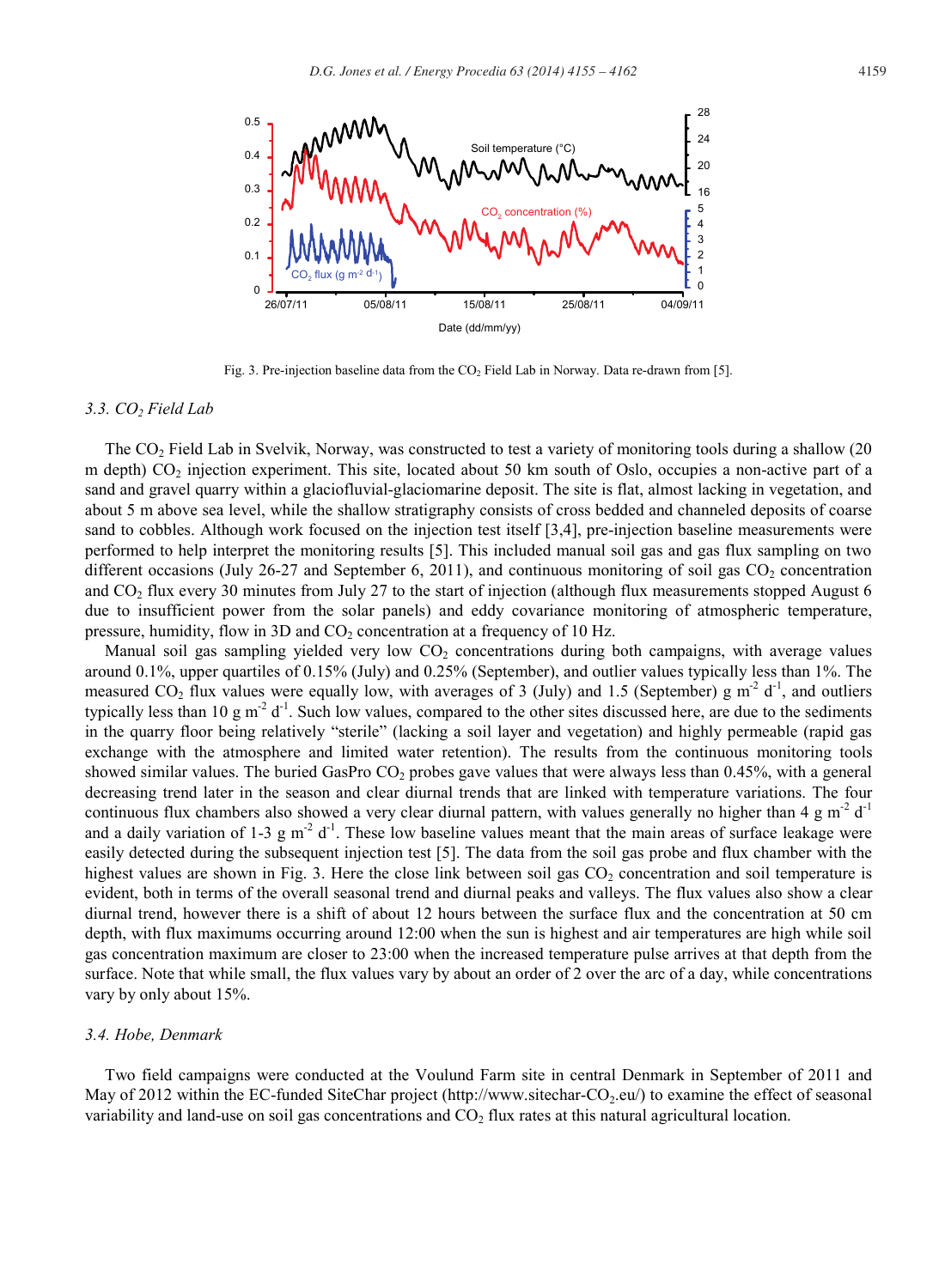Fig. 3. Pre-injection baseline data from the $CO_2$ Field Lab in Norway. Data re-drawn from [5].

### 3.3. $CO_2$ Field Lab

The $CO_2$ Field Lab in Svelvik, Norway, was constructed to test a variety of monitoring tools during a shallow (20 m depth) $CO_2$ injection experiment. This site, located about 50 km south of Oslo, occupies a non-active part of a sand and gravel quarry within a glaciofluvial-glaciomarine deposit. The site is flat, almost lacking in vegetation, and about 5 m above sea level, while the shallow stratigraphy consists of cross bedded and channeled deposits of coarse sand to cobbles. Although work focused on the injection test itself [3,4], pre-injection baseline measurements were performed to help interpret the monitoring results [5]. This included manual soil gas and gas flux sampling on two different occasions (July 26-27 and September 6, 2011), and continuous monitoring of soil gas $CO_2$ concentration and $CO_2$ flux every 30 minutes from July 27 to the start of injection (although flux measurements stopped August 6 due to insufficient power from the solar panels) and eddy covariance monitoring of atmospheric temperature, pressure, humidity, flow in 3D and $CO_2$ concentration at a frequency of 10 Hz.

Manual soil gas sampling yielded very low $CO_2$ concentrations during both campaigns, with average values around 0.1%, upper quartiles of 0.15% (July) and 0.25% (September), and outlier values typically less than 1%. The measured $CO_2$ flux values were equally low, with averages of 3 (July) and 1.5 (September) g $m^{-2}$ $d^{-1}$, and outliers typically less than 10 g $m^{-2}$ $d^{-1}$. Such low values, compared to the other sites discussed here, are due to the sediments in the quarry floor being relatively "sterile" (lacking a soil layer and vegetation) and highly permeable (rapid gas exchange with the atmosphere and limited water retention). The results from the continuous monitoring tools showed similar values. The buried GasPro $CO_2$ probes gave values that were always less than 0.45%, with a general decreasing trend later in the season and clear diurnal trends that are linked with temperature variations. The four continuous flux chambers also showed a very clear diurnal pattern, with values generally no higher than 4 g $m^{-2}$ $d^{-1}$ and a daily variation of 1-3 g $m^{-2}$ $d^{-1}$. These low baseline values meant that the main areas of surface leakage were easily detected during the subsequent injection test [5]. The data from the soil gas probe and flux chamber with the highest values are shown in Fig. 3. Here the close link between soil gas $CO_2$ concentration and soil temperature is evident, both in terms of the overall seasonal trend and diurnal peaks and valleys. The flux values also show a clear diurnal trend, however there is a shift of about 12 hours between the surface flux and the concentration at 50 cm depth, with flux maximums occurring around 12:00 when the sun is highest and air temperatures are high while soil gas concentration maximum are closer to 23:00 when the increased temperature pulse arrives at that depth from the surface. Note that while small, the flux values vary by about an order of 2 over the arc of a day, while concentrations vary by only about 15%.

### 3.4. Hobe, Denmark

Two field campaigns were conducted at the Voulund Farm site in central Denmark in September of 2011 and May of 2012 within the EC-funded SiteChar project (http://www.sitechar-$CO_2$.eu/) to examine the effect of seasonal variability and land-use on soil gas concentrations and $CO_2$ flux rates at this natural agricultural location.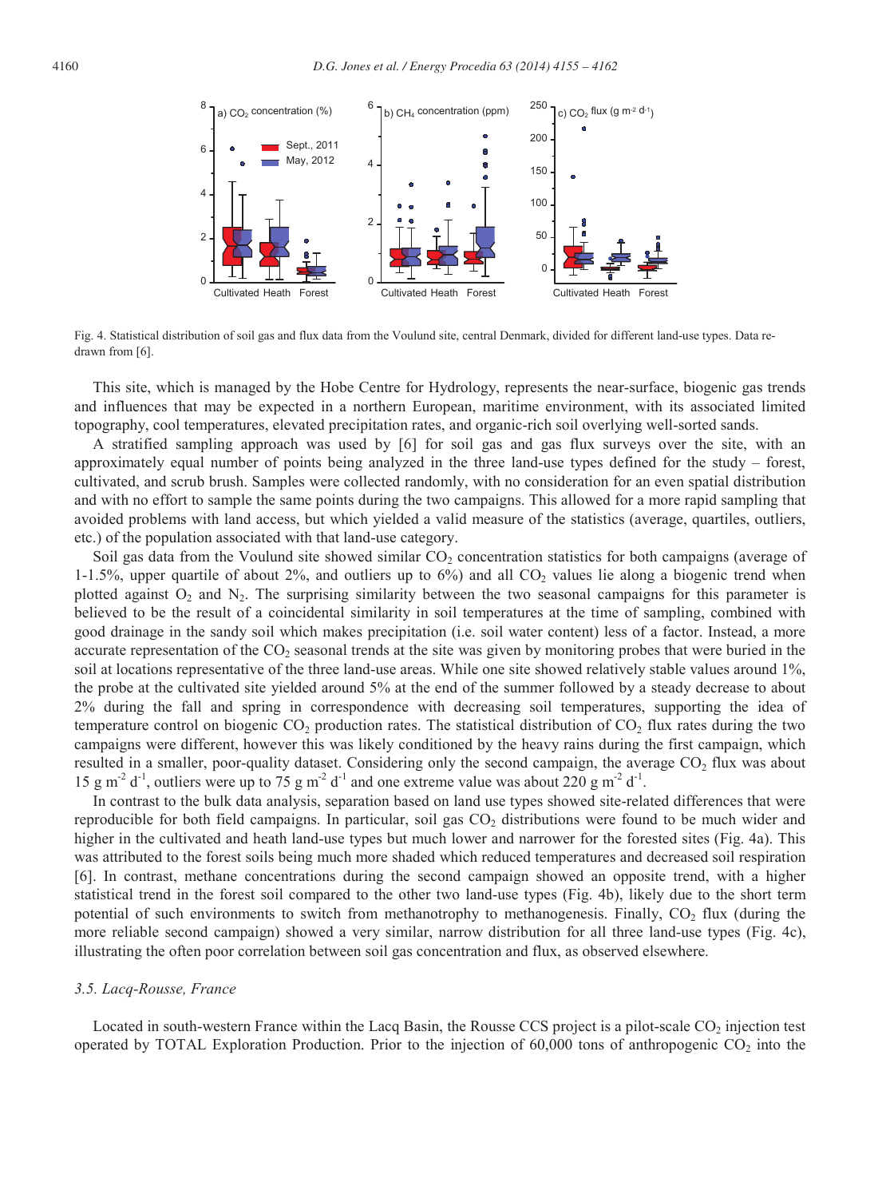Fig. 4. Statistical distribution of soil gas and flux data from the Voulund site, central Denmark, divided for different land-use types. Data re-drawn from [6].

This site, which is managed by the Hobe Centre for Hydrology, represents the near-surface, biogenic gas trends and influences that may be expected in a northern European, maritime environment, with its associated limited topography, cool temperatures, elevated precipitation rates, and organic-rich soil overlying well-sorted sands.

A stratified sampling approach was used by [6] for soil gas and gas flux surveys over the site, with an approximately equal number of points being analyzed in the three land-use types defined for the study – forest, cultivated, and scrub brush. Samples were collected randomly, with no consideration for an even spatial distribution and with no effort to sample the same points during the two campaigns. This allowed for a more rapid sampling that avoided problems with land access, but which yielded a valid measure of the statistics (average, quartiles, outliers, etc.) of the population associated with that land-use category.

Soil gas data from the Voulund site showed similar $CO_2$ concentration statistics for both campaigns (average of 1-1.5%, upper quartile of about 2%, and outliers up to 6%) and all $CO_2$ values lie along a biogenic trend when plotted against $O_2$ and $N_2$. The surprising similarity between the two seasonal campaigns for this parameter is believed to be the result of a coincidental similarity in soil temperatures at the time of sampling, combined with good drainage in the sandy soil which makes precipitation (i.e. soil water content) less of a factor. Instead, a more accurate representation of the $CO_2$ seasonal trends at the site was given by monitoring probes that were buried in the soil at locations representative of the three land-use areas. While one site showed relatively stable values around 1%, the probe at the cultivated site yielded around 5% at the end of the summer followed by a steady decrease to about 2% during the fall and spring in correspondence with decreasing soil temperatures, supporting the idea of temperature control on biogenic $CO_2$ production rates. The statistical distribution of $CO_2$ flux rates during the two campaigns were different, however this was likely conditioned by the heavy rains during the first campaign, which resulted in a smaller, poor-quality dataset. Considering only the second campaign, the average $CO_2$ flux was about 15 g $m^{-2}$ $d^{-1}$, outliers were up to 75 g $m^{-2}$ $d^{-1}$ and one extreme value was about 220 g $m^{-2}$ $d^{-1}$.

In contrast to the bulk data analysis, separation based on land use types showed site-related differences that were reproducible for both field campaigns. In particular, soil gas $CO_2$ distributions were found to be much wider and higher in the cultivated and heath land-use types but much lower and narrower for the forested sites (Fig. 4a). This was attributed to the forest soils being much more shaded which reduced temperatures and decreased soil respiration [6]. In contrast, methane concentrations during the second campaign showed an opposite trend, with a higher statistical trend in the forest soil compared to the other two land-use types (Fig. 4b), likely due to the short term potential of such environments to switch from methanotrophy to methanogenesis. Finally, $CO_2$ flux (during the more reliable second campaign) showed a very similar, narrow distribution for all three land-use types (Fig. 4c), illustrating the often poor correlation between soil gas concentration and flux, as observed elsewhere.

### 3.5. Lacq-Rousse, France

Located in south-western France within the Lacq Basin, the Rousse CCS project is a pilot-scale $CO_2$ injection test operated by TOTAL Exploration Production. Prior to the injection of 60,000 tons of anthropogenic $CO_2$ into the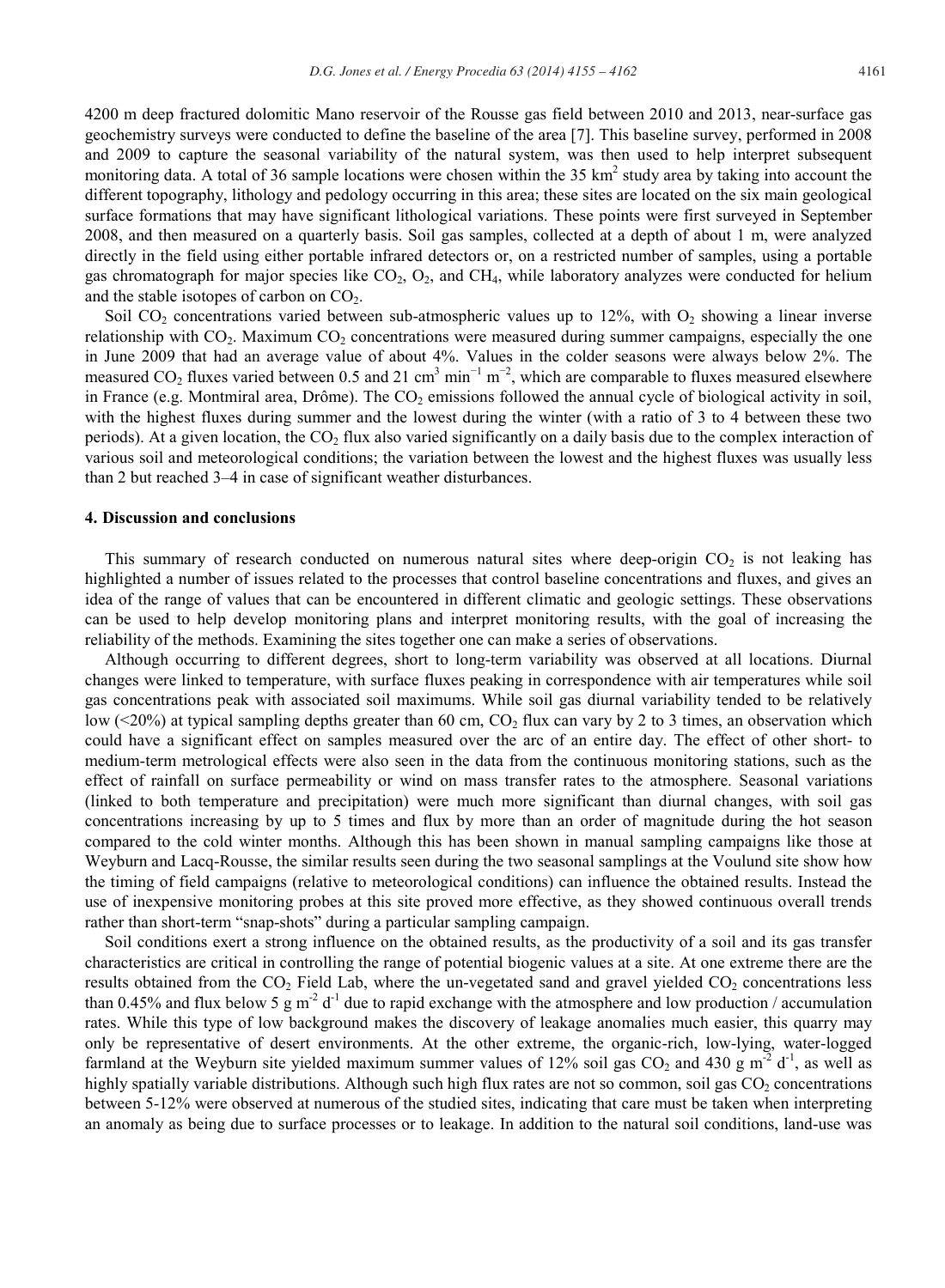4200 m deep fractured dolomitic Mano reservoir of the Rousse gas field between 2010 and 2013, near-surface gas geochemistry surveys were conducted to define the baseline of the area [7]. This baseline survey, performed in 2008 and 2009 to capture the seasonal variability of the natural system, was then used to help interpret subsequent monitoring data. A total of 36 sample locations were chosen within the 35 km$^2$ study area by taking into account the different topography, lithology and pedology occurring in this area; these sites are located on the six main geological surface formations that may have significant lithological variations. These points were first surveyed in September 2008, and then measured on a quarterly basis. Soil gas samples, collected at a depth of about 1 m, were analyzed directly in the field using either portable infrared detectors or, on a restricted number of samples, using a portable gas chromatograph for major species like $CO_2$, $O_2$, and $CH_4$, while laboratory analyzes were conducted for helium and the stable isotopes of carbon on $CO_2$.

Soil $CO_2$ concentrations varied between sub-atmospheric values up to 12%, with $O_2$ showing a linear inverse relationship with $CO_2$. Maximum $CO_2$ concentrations were measured during summer campaigns, especially the one in June 2009 that had an average value of about 4%. Values in the colder seasons were always below 2%. The measured $CO_2$ fluxes varied between 0.5 and 21 cm$^3$ min$^{-1}$ m$^{-2}$, which are comparable to fluxes measured elsewhere in France (e.g. Montmiral area, Drôme). The $CO_2$ emissions followed the annual cycle of biological activity in soil, with the highest fluxes during summer and the lowest during the winter (with a ratio of 3 to 4 between these two periods). At a given location, the $CO_2$ flux also varied significantly on a daily basis due to the complex interaction of various soil and meteorological conditions; the variation between the lowest and the highest fluxes was usually less than 2 but reached 3–4 in case of significant weather disturbances.

## 4. Discussion and conclusions

This summary of research conducted on numerous natural sites where deep-origin $CO_2$ is not leaking has highlighted a number of issues related to the processes that control baseline concentrations and fluxes, and gives an idea of the range of values that can be encountered in different climatic and geologic settings. These observations can be used to help develop monitoring plans and interpret monitoring results, with the goal of increasing the reliability of the methods. Examining the sites together one can make a series of observations.

Although occurring to different degrees, short to long-term variability was observed at all locations. Diurnal changes were linked to temperature, with surface fluxes peaking in correspondence with air temperatures while soil gas concentrations peak with associated soil maximums. While soil gas diurnal variability tended to be relatively low (<20%) at typical sampling depths greater than 60 cm, $CO_2$ flux can vary by 2 to 3 times, an observation which could have a significant effect on samples measured over the arc of an entire day. The effect of other short- to medium-term metrological effects were also seen in the data from the continuous monitoring stations, such as the effect of rainfall on surface permeability or wind on mass transfer rates to the atmosphere. Seasonal variations (linked to both temperature and precipitation) were much more significant than diurnal changes, with soil gas concentrations increasing by up to 5 times and flux by more than an order of magnitude during the hot season compared to the cold winter months. Although this has been shown in manual sampling campaigns like those at Weyburn and Lacq-Rousse, the similar results seen during the two seasonal samplings at the Voulund site show how the timing of field campaigns (relative to meteorological conditions) can influence the obtained results. Instead the use of inexpensive monitoring probes at this site proved more effective, as they showed continuous overall trends rather than short-term "snap-shots" during a particular sampling campaign.

Soil conditions exert a strong influence on the obtained results, as the productivity of a soil and its gas transfer characteristics are critical in controlling the range of potential biogenic values at a site. At one extreme there are the results obtained from the $CO_2$ Field Lab, where the un-vegetated sand and gravel yielded $CO_2$ concentrations less than 0.45% and flux below 5 g m$^{-2}$ d$^{-1}$ due to rapid exchange with the atmosphere and low production / accumulation rates. While this type of low background makes the discovery of leakage anomalies much easier, this quarry may only be representative of desert environments. At the other extreme, the organic-rich, low-lying, water-logged farmland at the Weyburn site yielded maximum summer values of 12% soil gas $CO_2$ and 430 g m$^{-2}$ d$^{-1}$, as well as highly spatially variable distributions. Although such high flux rates are not so common, soil gas $CO_2$ concentrations between 5-12% were observed at numerous of the studied sites, indicating that care must be taken when interpreting an anomaly as being due to surface processes or to leakage. In addition to the natural soil conditions, land-use was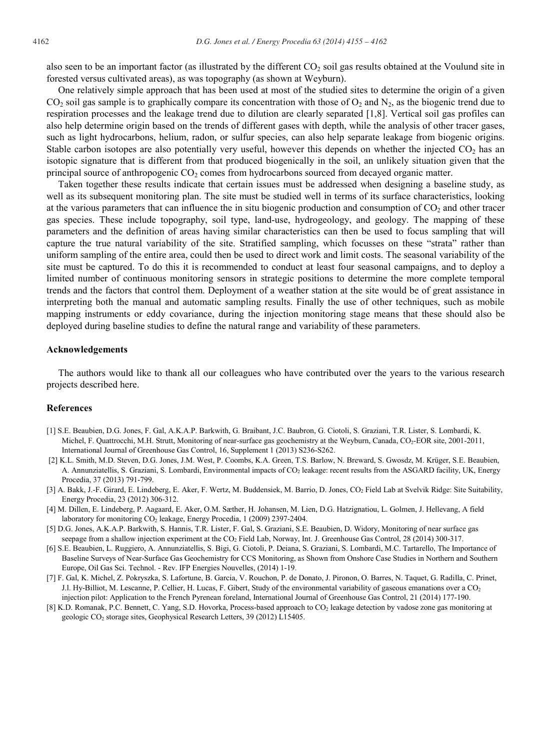also seen to be an important factor (as illustrated by the different $CO_2$ soil gas results obtained at the Voulund site in forested versus cultivated areas), as was topography (as shown at Weyburn).

One relatively simple approach that has been used at most of the studied sites to determine the origin of a given $CO_2$ soil gas sample is to graphically compare its concentration with those of $O_2$ and $N_2$, as the biogenic trend due to respiration processes and the leakage trend due to dilution are clearly separated [1,8]. Vertical soil gas profiles can also help determine origin based on the trends of different gases with depth, while the analysis of other tracer gases, such as light hydrocarbons, helium, radon, or sulfur species, can also help separate leakage from biogenic origins. Stable carbon isotopes are also potentially very useful, however this depends on whether the injected $CO_2$ has an isotopic signature that is different from that produced biogenically in the soil, an unlikely situation given that the principal source of anthropogenic $CO_2$ comes from hydrocarbons sourced from decayed organic matter.

Taken together these results indicate that certain issues must be addressed when designing a baseline study, as well as its subsequent monitoring plan. The site must be studied well in terms of its surface characteristics, looking at the various parameters that can influence the in situ biogenic production and consumption of $CO_2$ and other tracer gas species. These include topography, soil type, land-use, hydrogeology, and geology. The mapping of these parameters and the definition of areas having similar characteristics can then be used to focus sampling that will capture the true natural variability of the site. Stratified sampling, which focusses on these "strata" rather than uniform sampling of the entire area, could then be used to direct work and limit costs. The seasonal variability of the site must be captured. To do this it is recommended to conduct at least four seasonal campaigns, and to deploy a limited number of continuous monitoring sensors in strategic positions to determine the more complete temporal trends and the factors that control them. Deployment of a weather station at the site would be of great assistance in interpreting both the manual and automatic sampling results. Finally the use of other techniques, such as mobile mapping instruments or eddy covariance, during the injection monitoring stage means that these should also be deployed during baseline studies to define the natural range and variability of these parameters.

## Acknowledgements

The authors would like to thank all our colleagues who have contributed over the years to the various research projects described here.

## References

[1] S.E. Beaubien, D.G. Jones, F. Gal, A.K.A.P. Barkwith, G. Braibant, J.C. Baubron, G. Ciotoli, S. Graziani, T.R. Lister, S. Lombardi, K. Michel, F. Quattrocchi, M.H. Strutt, Monitoring of near-surface gas geochemistry at the Weyburn, Canada, $CO_2$-EOR site, 2001-2011, International Journal of Greenhouse Gas Control, 16, Supplement 1 (2013) S236-S262.

[2] K.L. Smith, M.D. Steven, D.G. Jones, J.M. West, P. Coombs, K.A. Green, T.S. Barlow, N. Breward, S. Gwosdz, M. Krüger, S.E. Beaubien, A. Annunziatellis, S. Graziani, S. Lombardi, Environmental impacts of $CO_2$ leakage: recent results from the ASGARD facility, UK, Energy Procedia, 37 (2013) 791-799.

[3] A. Bakk, J.-F. Girard, E. Lindeberg, E. Aker, F. Wertz, M. Buddensiek, M. Barrio, D. Jones, $CO_2$ Field Lab at Svelvik Ridge: Site Suitability, Energy Procedia, 23 (2012) 306-312.

[4] M. Dillen, E. Lindeberg, P. Aagaard, E. Aker, O.M. Sæther, H. Johansen, M. Lien, D.G. Hatzignatiou, L. Golmen, J. Hellevang, A field laboratory for monitoring $CO_2$ leakage, Energy Procedia, 1 (2009) 2397-2404.

[5] D.G. Jones, A.K.A.P. Barkwith, S. Hannis, T.R. Lister, F. Gal, S. Graziani, S.E. Beaubien, D. Widory, Monitoring of near surface gas seepage from a shallow injection experiment at the $CO_2$ Field Lab, Norway, Int. J. Greenhouse Gas Control, 28 (2014) 300-317.

[6] S.E. Beaubien, L. Ruggiero, A. Annunziatellis, S. Bigi, G. Ciotoli, P. Deiana, S. Graziani, S. Lombardi, M.C. Tartarello, The Importance of Baseline Surveys of Near-Surface Gas Geochemistry for CCS Monitoring, as Shown from Onshore Case Studies in Northern and Southern Europe, Oil Gas Sci. Technol. - Rev. IFP Energies Nouvelles, (2014) 1-19.

[7] F. Gal, K. Michel, Z. Pokryszka, S. Lafortune, B. Garcia, V. Rouchon, P. de Donato, J. Pironon, O. Barres, N. Taquet, G. Radilla, C. Prinet, J.l. Hy-Billiot, M. Lescanne, P. Cellier, H. Lucas, F. Gibert, Study of the environmental variability of gaseous emanations over a $CO_2$ injection pilot: Application to the French Pyrenean foreland, International Journal of Greenhouse Gas Control, 21 (2014) 177-190.

[8] K.D. Romanak, P.C. Bennett, C. Yang, S.D. Hovorka, Process-based approach to $CO_2$ leakage detection by vadose zone gas monitoring at geologic $CO_2$ storage sites, Geophysical Research Letters, 39 (2012) L15405.